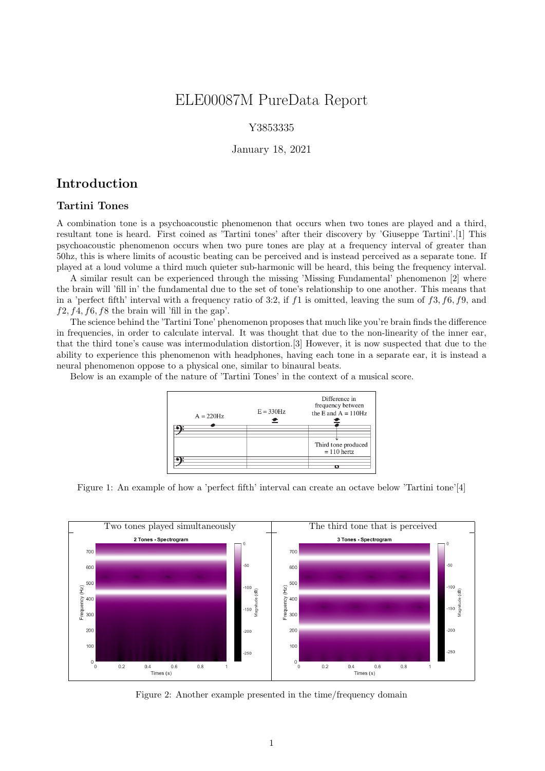# ELE00087M PureData Report

Y3853335

January 18, 2021

## Introduction

### Tartini Tones

A combination tone is a psychoacoustic phenomenon that occurs when two tones are played and a third, resultant tone is heard. First coined as 'Tartini tones' after their discovery by 'Giuseppe Tartini'.[1] This psychoacoustic phenomenon occurs when two pure tones are play at a frequency interval of greater than 50hz, this is where limits of acoustic beating can be perceived and is instead perceived as a separate tone. If played at a loud volume a third much quieter sub-harmonic will be heard, this being the frequency interval.

A similar result can be experienced through the missing 'Missing Fundamental' phenomenon [2] where the brain will 'fill in' the fundamental due to the set of tone's relationship to one another. This means that in a 'perfect fifth' interval with a frequency ratio of 3:2, if $f1$ is omitted, leaving the sum of $f3, f6, f9$, and $f2, f4, f6, f8$ the brain will 'fill in the gap'.

The science behind the 'Tartini Tone' phenomenon proposes that much like you're brain finds the difference in frequencies, in order to calculate interval. It was thought that due to the non-linearity of the inner ear, that the third tone's cause was intermodulation distortion.[3] However, it is now suspected that due to the ability to experience this phenomenon with headphones, having each tone in a separate ear, it is instead a neural phenomenon oppose to a physical one, similar to binaural beats.

Below is an example of the nature of 'Tartini Tones' in the context of a musical score.

Figure 1: An example of how a 'perfect fifth' interval can create an octave below 'Tartini tone'[4]

Figure 2: Another example presented in the time/frequency domain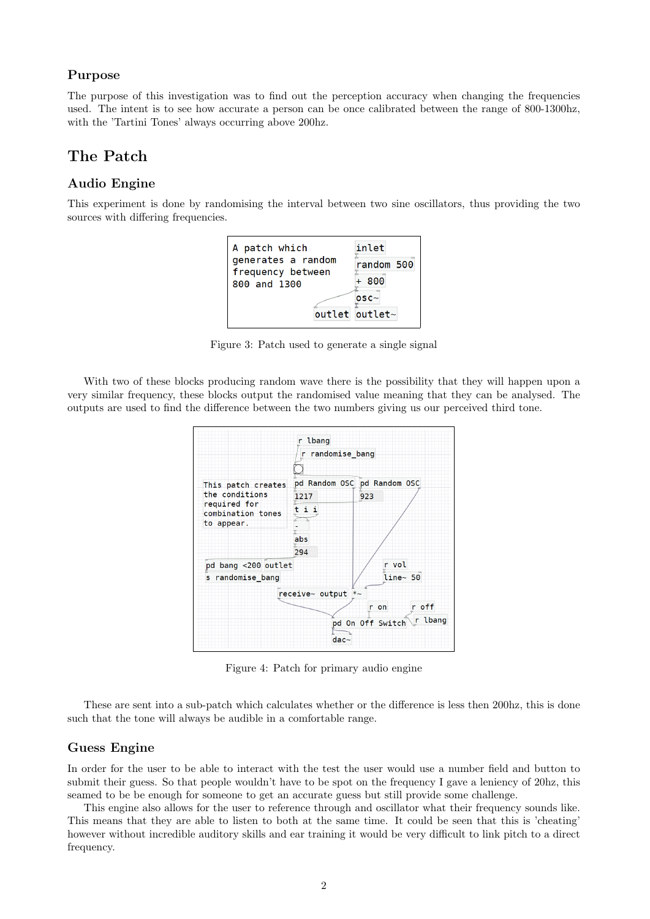## Purpose

The purpose of this investigation was to find out the perception accuracy when changing the frequencies used. The intent is to see how accurate a person can be once calibrated between the range of 800-1300hz, with the 'Tartini Tones' always occurring above 200hz.

# The Patch

## Audio Engine

This experiment is done by randomising the interval between two sine oscillators, thus providing the two sources with differing frequencies.

```
A patch which          inlet
generates a random     random 500
frequency between      + 800
800 and 1300           osc~
               outlet  outlet~
```

Figure 3: Patch used to generate a single signal

With two of these blocks producing random wave there is the possibility that they will happen upon a very similar frequency, these blocks output the randomised value meaning that they can be analysed. The outputs are used to find the difference between the two numbers giving us our perceived third tone.

```
                        r lbang
                         r randomise_bang
This patch creates      pd Random OSC   pd Random OSC
the conditions          1217            923
required for            t i i
combination tones       -
to appear.              abs
                        294
pd bang <200 outlet                   r vol
s randomise_bang                      line~ 50
                  receive~ output *~
                              r on        r off
                          pd On Off Switch   r lbang
                          dac~
```

Figure 4: Patch for primary audio engine

These are sent into a sub-patch which calculates whether or the difference is less then 200hz, this is done such that the tone will always be audible in a comfortable range.

## Guess Engine

In order for the user to be able to interact with the test the user would use a number field and button to submit their guess. So that people wouldn't have to be spot on the frequency I gave a leniency of 20hz, this seamed to be be enough for someone to get an accurate guess but still provide some challenge.

This engine also allows for the user to reference through and oscillator what their frequency sounds like. This means that they are able to listen to both at the same time. It could be seen that this is 'cheating' however without incredible auditory skills and ear training it would be very difficult to link pitch to a direct frequency.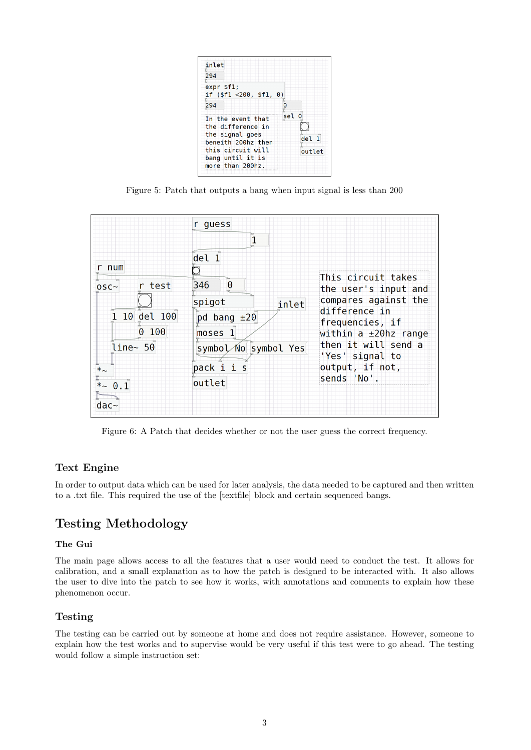Figure 5: Patch that outputs a bang when input signal is less than 200

Figure 6: A Patch that decides whether or not the user guess the correct frequency.

### Text Engine

In order to output data which can be used for later analysis, the data needed to be captured and then written to a .txt file. This required the use of the [textfile] block and certain sequenced bangs.

## Testing Methodology

#### The Gui

The main page allows access to all the features that a user would need to conduct the test. It allows for calibration, and a small explanation as to how the patch is designed to be interacted with. It also allows the user to dive into the patch to see how it works, with annotations and comments to explain how these phenomenon occur.

### Testing

The testing can be carried out by someone at home and does not require assistance. However, someone to explain how the test works and to supervise would be very useful if this test were to go ahead. The testing would follow a simple instruction set: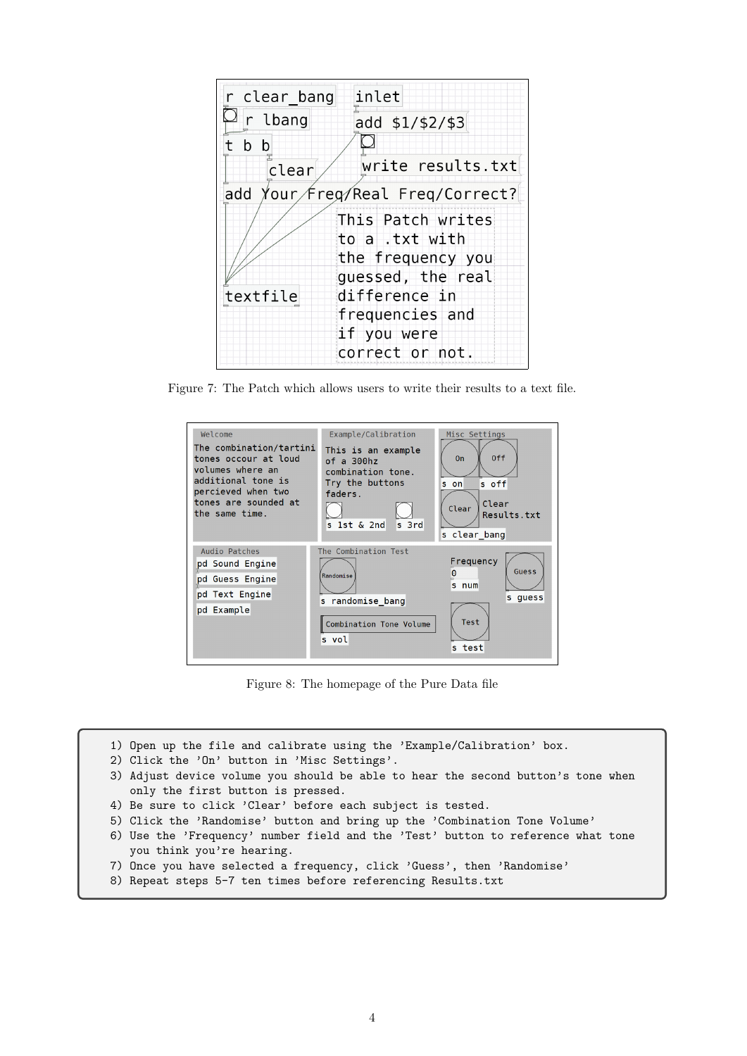Figure 7: The Patch which allows users to write their results to a text file.

Figure 8: The homepage of the Pure Data file

```
1) Open up the file and calibrate using the 'Example/Calibration' box.
2) Click the 'On' button in 'Misc Settings'.
3) Adjust device volume you should be able to hear the second button's tone when
   only the first button is pressed.
4) Be sure to click 'Clear' before each subject is tested.
5) Click the 'Randomise' button and bring up the 'Combination Tone Volume'
6) Use the 'Frequency' number field and the 'Test' button to reference what tone
   you think you're hearing.
7) Once you have selected a frequency, click 'Guess', then 'Randomise'
8) Repeat steps 5-7 ten times before referencing Results.txt
```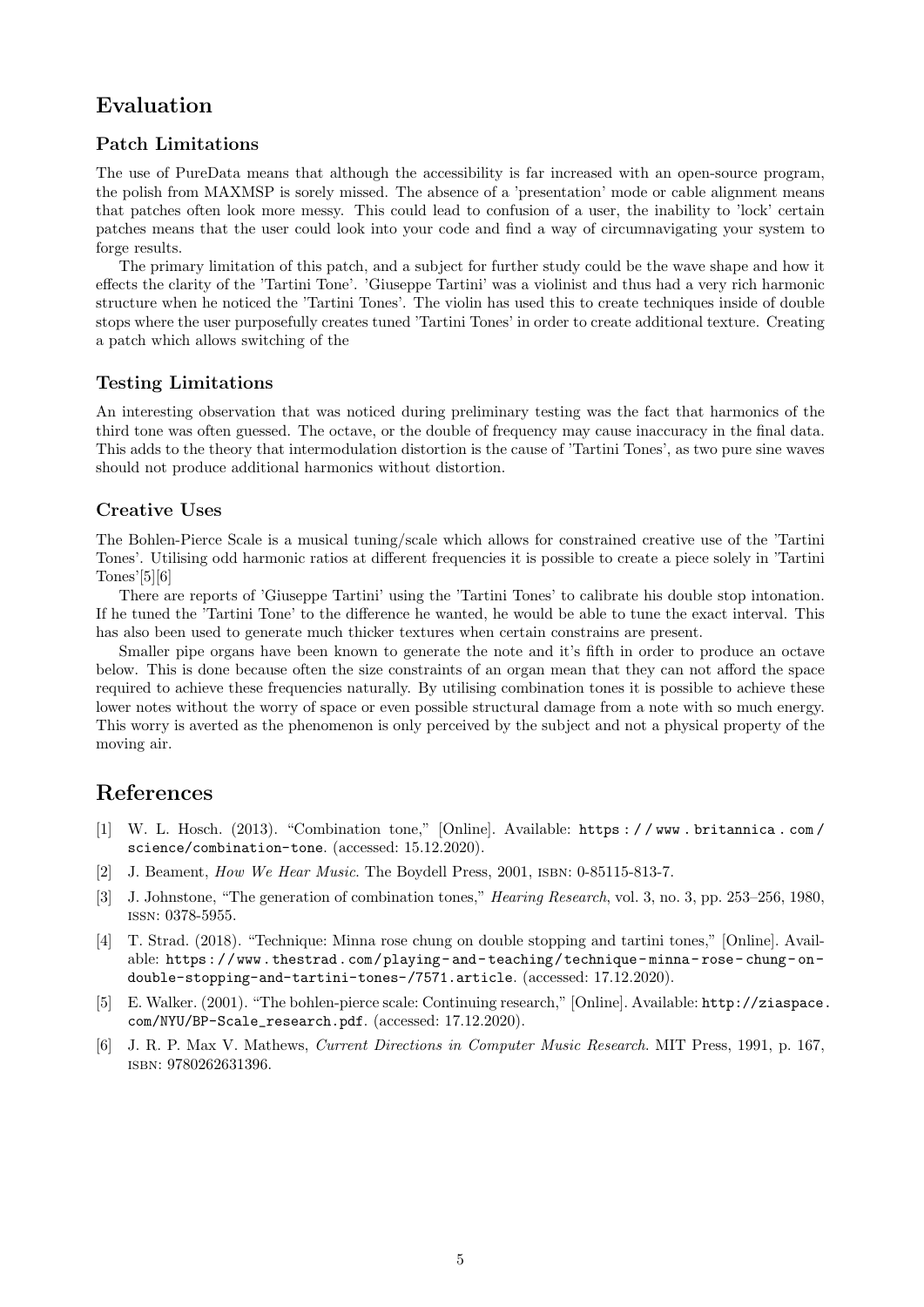# Evaluation

## Patch Limitations

The use of PureData means that although the accessibility is far increased with an open-source program, the polish from MAXMSP is sorely missed. The absence of a 'presentation' mode or cable alignment means that patches often look more messy. This could lead to confusion of a user, the inability to 'lock' certain patches means that the user could look into your code and find a way of circumnavigating your system to forge results.

The primary limitation of this patch, and a subject for further study could be the wave shape and how it effects the clarity of the 'Tartini Tone'. 'Giuseppe Tartini' was a violinist and thus had a very rich harmonic structure when he noticed the 'Tartini Tones'. The violin has used this to create techniques inside of double stops where the user purposefully creates tuned 'Tartini Tones' in order to create additional texture. Creating a patch which allows switching of the

## Testing Limitations

An interesting observation that was noticed during preliminary testing was the fact that harmonics of the third tone was often guessed. The octave, or the double of frequency may cause inaccuracy in the final data. This adds to the theory that intermodulation distortion is the cause of 'Tartini Tones', as two pure sine waves should not produce additional harmonics without distortion.

## Creative Uses

The Bohlen-Pierce Scale is a musical tuning/scale which allows for constrained creative use of the 'Tartini Tones'. Utilising odd harmonic ratios at different frequencies it is possible to create a piece solely in 'Tartini Tones'[5][6]

There are reports of 'Giuseppe Tartini' using the 'Tartini Tones' to calibrate his double stop intonation. If he tuned the 'Tartini Tone' to the difference he wanted, he would be able to tune the exact interval. This has also been used to generate much thicker textures when certain constrains are present.

Smaller pipe organs have been known to generate the note and it's fifth in order to produce an octave below. This is done because often the size constraints of an organ mean that they can not afford the space required to achieve these frequencies naturally. By utilising combination tones it is possible to achieve these lower notes without the worry of space or even possible structural damage from a note with so much energy. This worry is averted as the phenomenon is only perceived by the subject and not a physical property of the moving air.

# References

[1] W. L. Hosch. (2013). "Combination tone," [Online]. Available: https://www.britannica.com/science/combination-tone. (accessed: 15.12.2020).

[2] J. Beament, *How We Hear Music*. The Boydell Press, 2001, ISBN: 0-85115-813-7.

[3] J. Johnstone, "The generation of combination tones," *Hearing Research*, vol. 3, no. 3, pp. 253–256, 1980, ISSN: 0378-5955.

[4] T. Strad. (2018). "Technique: Minna rose chung on double stopping and tartini tones," [Online]. Available: https://www.thestrad.com/playing-and-teaching/technique-minna-rose-chung-on-double-stopping-and-tartini-tones-/7571.article. (accessed: 17.12.2020).

[5] E. Walker. (2001). "The bohlen-pierce scale: Continuing research," [Online]. Available: http://ziaspace.com/NYU/BP-Scale_research.pdf. (accessed: 17.12.2020).

[6] J. R. P. Max V. Mathews, *Current Directions in Computer Music Research*. MIT Press, 1991, p. 167, ISBN: 9780262631396.